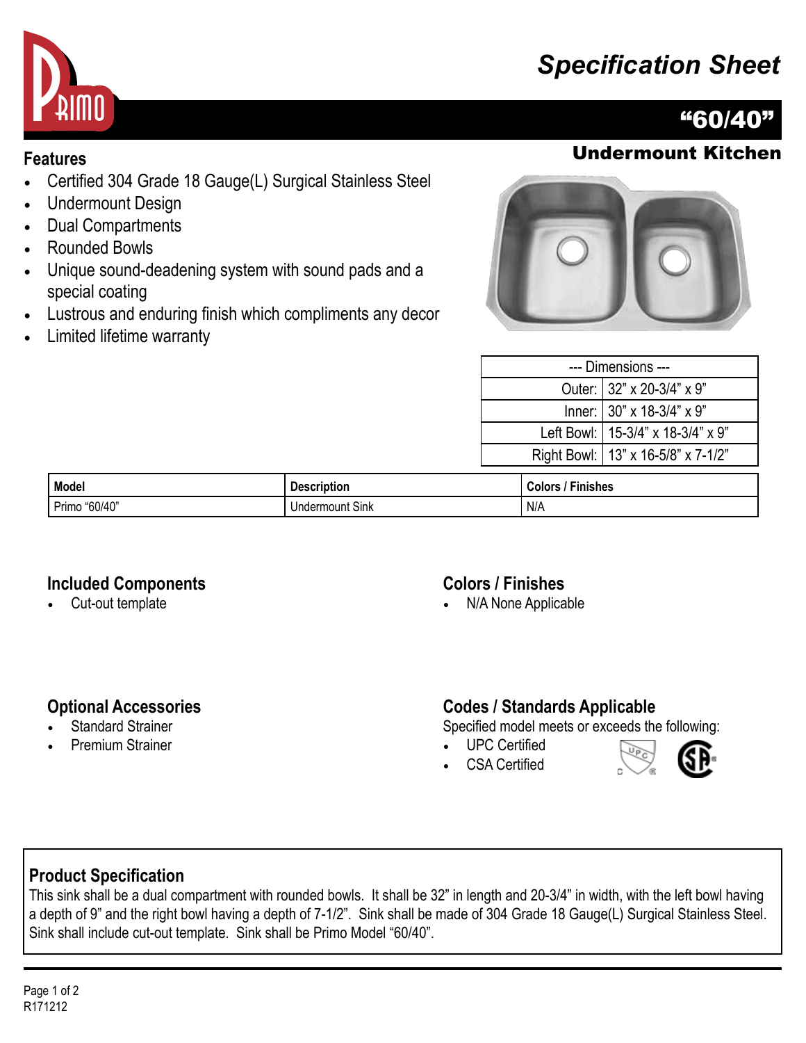# Specification Sheet

## "60/40"

### Undermount Kitchen

## Features

- Certified 304 Grade 18 Gauge(L) Surgical Stainless Steel
- Undermount Design
- Dual Compartments
- Rounded Bowls
- Unique sound-deadening system with sound pads and a special coating
- Lustrous and enduring finish which compliments any decor
- Limited lifetime warranty

| --- Dimensions --- | |
|---|---|
| Outer: | 32" x 20-3/4" x 9" |
| Inner: | 30" x 18-3/4" x 9" |
| Left Bowl: | 15-3/4" x 18-3/4" x 9" |
| Right Bowl: | 13" x 16-5/8" x 7-1/2" |

| Model | Description | Colors / Finishes |
|---|---|---|
| Primo "60/40" | Undermount Sink | N/A |

## Included Components

- Cut-out template

## Colors / Finishes

- N/A None Applicable

## Optional Accessories

- Standard Strainer
- Premium Strainer

## Codes / Standards Applicable

Specified model meets or exceeds the following:

- UPC Certified
- CSA Certified

## Product Specification

This sink shall be a dual compartment with rounded bowls. It shall be 32" in length and 20-3/4" in width, with the left bowl having a depth of 9" and the right bowl having a depth of 7-1/2". Sink shall be made of 304 Grade 18 Gauge(L) Surgical Stainless Steel. Sink shall include cut-out template. Sink shall be Primo Model "60/40".

R171212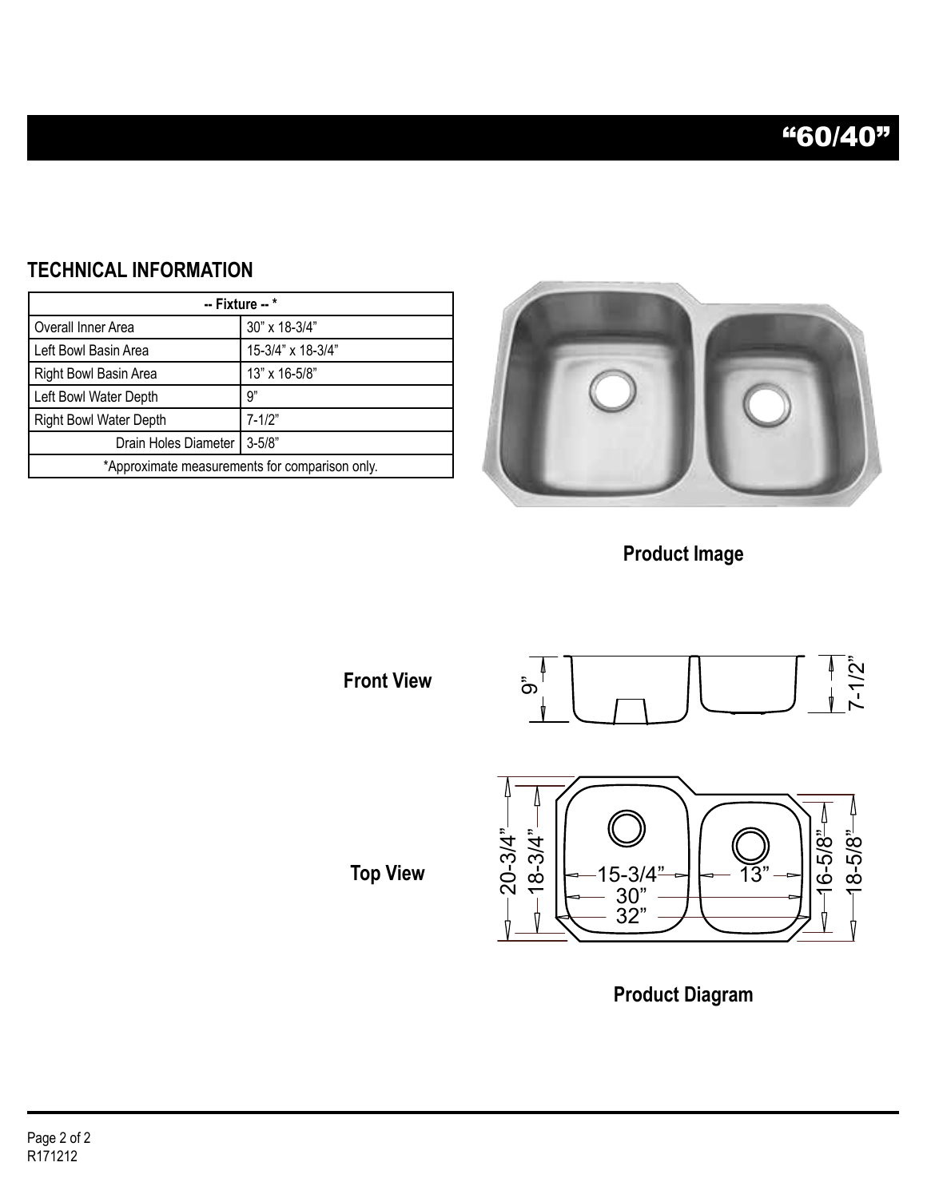# "60/40"

## TECHNICAL INFORMATION

| -- Fixture -- * | |
|---|---|
| Overall Inner Area | 30" x 18-3/4" |
| Left Bowl Basin Area | 15-3/4" x 18-3/4" |
| Right Bowl Basin Area | 13" x 16-5/8" |
| Left Bowl Water Depth | 9" |
| Right Bowl Water Depth | 7-1/2" |
| Drain Holes Diameter | 3-5/8" |
| *Approximate measurements for comparison only. | |

**Product Image**

**Front View**

9"

7-1/2"

**Top View**

20-3/4"

18-3/4"

15-3/4"

13"

30"

32"

16-5/8"

18-5/8"

**Product Diagram**

R171212